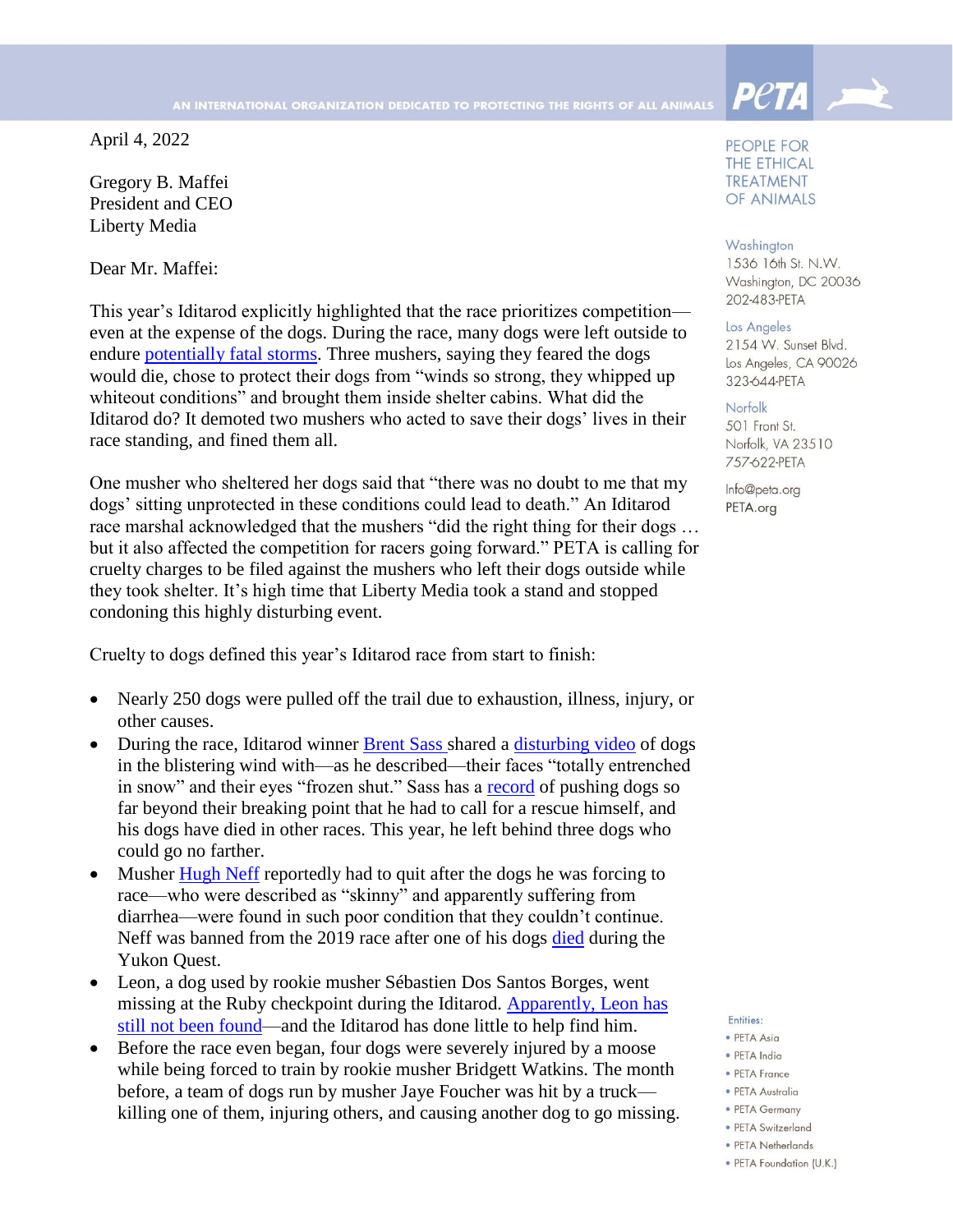April 4, 2022

Gregory B. Maffei
President and CEO
Liberty Media

Dear Mr. Maffei:

This year's Iditarod explicitly highlighted that the race prioritizes competition—even at the expense of the dogs. During the race, many dogs were left outside to endure potentially fatal storms. Three mushers, saying they feared the dogs would die, chose to protect their dogs from "winds so strong, they whipped up whiteout conditions" and brought them inside shelter cabins. What did the Iditarod do? It demoted two mushers who acted to save their dogs' lives in their race standing, and fined them all.

One musher who sheltered her dogs said that "there was no doubt to me that my dogs' sitting unprotected in these conditions could lead to death." An Iditarod race marshal acknowledged that the mushers "did the right thing for their dogs … but it also affected the competition for racers going forward." PETA is calling for cruelty charges to be filed against the mushers who left their dogs outside while they took shelter. It's high time that Liberty Media took a stand and stopped condoning this highly disturbing event.

Cruelty to dogs defined this year's Iditarod race from start to finish:

- Nearly 250 dogs were pulled off the trail due to exhaustion, illness, injury, or other causes.
- During the race, Iditarod winner Brent Sass shared a disturbing video of dogs in the blistering wind with—as he described—their faces "totally entrenched in snow" and their eyes "frozen shut." Sass has a record of pushing dogs so far beyond their breaking point that he had to call for a rescue himself, and his dogs have died in other races. This year, he left behind three dogs who could go no farther.
- Musher Hugh Neff reportedly had to quit after the dogs he was forcing to race—who were described as "skinny" and apparently suffering from diarrhea—were found in such poor condition that they couldn't continue. Neff was banned from the 2019 race after one of his dogs died during the Yukon Quest.
- Leon, a dog used by rookie musher Sébastien Dos Santos Borges, went missing at the Ruby checkpoint during the Iditarod. Apparently, Leon has still not been found—and the Iditarod has done little to help find him.
- Before the race even began, four dogs were severely injured by a moose while being forced to train by rookie musher Bridgett Watkins. The month before, a team of dogs run by musher Jaye Foucher was hit by a truck—killing one of them, injuring others, and causing another dog to go missing.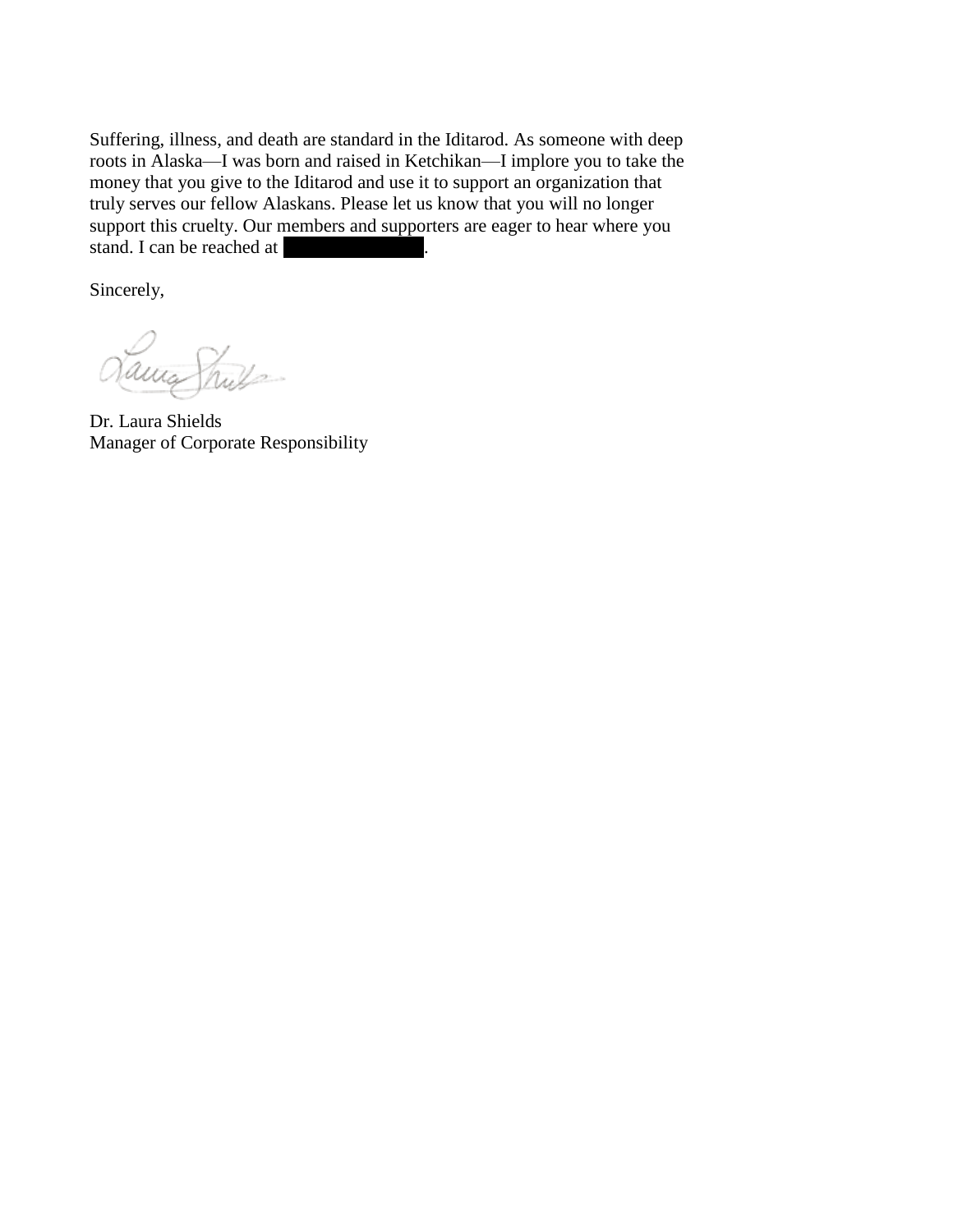Suffering, illness, and death are standard in the Iditarod. As someone with deep roots in Alaska—I was born and raised in Ketchikan—I implore you to take the money that you give to the Iditarod and use it to support an organization that truly serves our fellow Alaskans. Please let us know that you will no longer support this cruelty. Our members and supporters are eager to hear where you stand. I can be reached at [REDACTED].

Sincerely,

Dr. Laura Shields
Manager of Corporate Responsibility